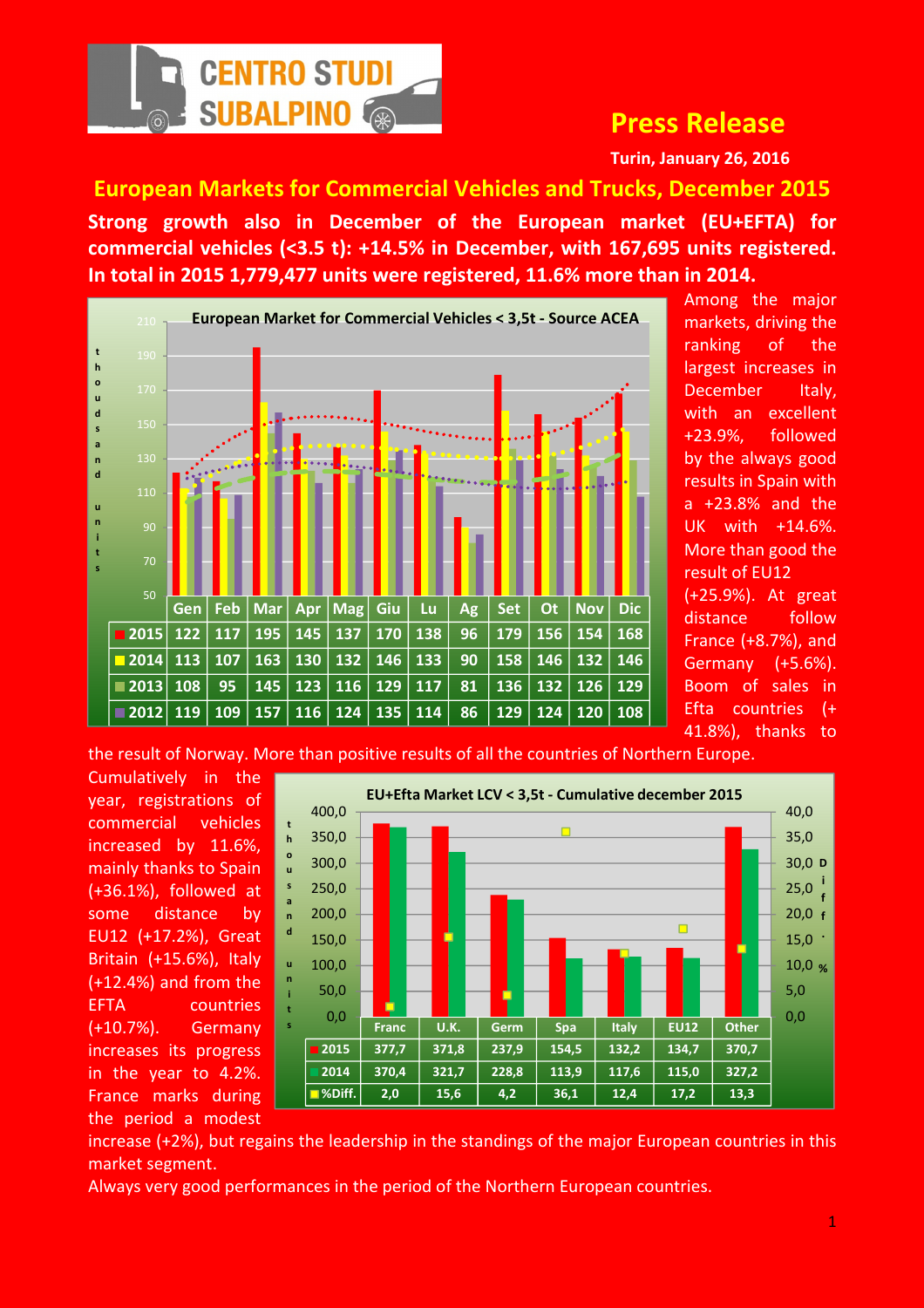**CENTRO STUDI SUBALPINO**

# Press Release

**Turin, January 26, 2016**

## European Markets for Commercial Vehicles and Trucks, December 2015

**Strong growth also in December of the European market (EU+EFTA) for commercial vehicles (<3.5 t): +14.5% in December, with 167,695 units registered. In total in 2015 1,779,477 units were registered, 11.6% more than in 2014.**

European Market for Commercial Vehicles < 3,5t - Source ACEA (thousand units)

| | Gen | Feb | Mar | Apr | Mag | Giu | Lu | Ag | Set | Ot | Nov | Dic |
|---|---|---|---|---|---|---|---|---|---|---|---|---|
| 2015 | 122 | 117 | 195 | 145 | 137 | 170 | 138 | 96 | 179 | 156 | 154 | 168 |
| 2014 | 113 | 107 | 163 | 130 | 132 | 146 | 133 | 90 | 158 | 146 | 132 | 146 |
| 2013 | 108 | 95 | 145 | 123 | 116 | 129 | 117 | 81 | 136 | 132 | 126 | 129 |
| 2012 | 119 | 109 | 157 | 116 | 124 | 135 | 114 | 86 | 129 | 124 | 120 | 108 |

Among the major markets, driving the ranking of the largest increases in December Italy, with an excellent +23.9%, followed by the always good results in Spain with a +23.8% and the UK with +14.6%. More than good the result of EU12 (+25.9%). At great distance follow France (+8.7%), and Germany (+5.6%). Boom of sales in Efta countries (+ 41.8%), thanks to the result of Norway. More than positive results of all the countries of Northern Europe.

Cumulatively in the year, registrations of commercial vehicles increased by 11.6%, mainly thanks to Spain (+36.1%), followed at some distance by EU12 (+17.2%), Great Britain (+15.6%), Italy (+12.4%) and from the EFTA countries (+10.7%). Germany increases its progress in the year to 4.2%. France marks during the period a modest increase (+2%), but regains the leadership in the standings of the major European countries in this market segment.

EU+Efta Market LCV < 3,5t - Cumulative december 2015 (thousand units; Diff. %)

| | Franc | U.K. | Germ | Spa | Italy | EU12 | Other |
|---|---|---|---|---|---|---|---|
| 2015 | 377,7 | 371,8 | 237,9 | 154,5 | 132,2 | 134,7 | 370,7 |
| 2014 | 370,4 | 321,7 | 228,8 | 113,9 | 117,6 | 115,0 | 327,2 |
| %Diff. | 2,0 | 15,6 | 4,2 | 36,1 | 12,4 | 17,2 | 13,3 |

Always very good performances in the period of the Northern European countries.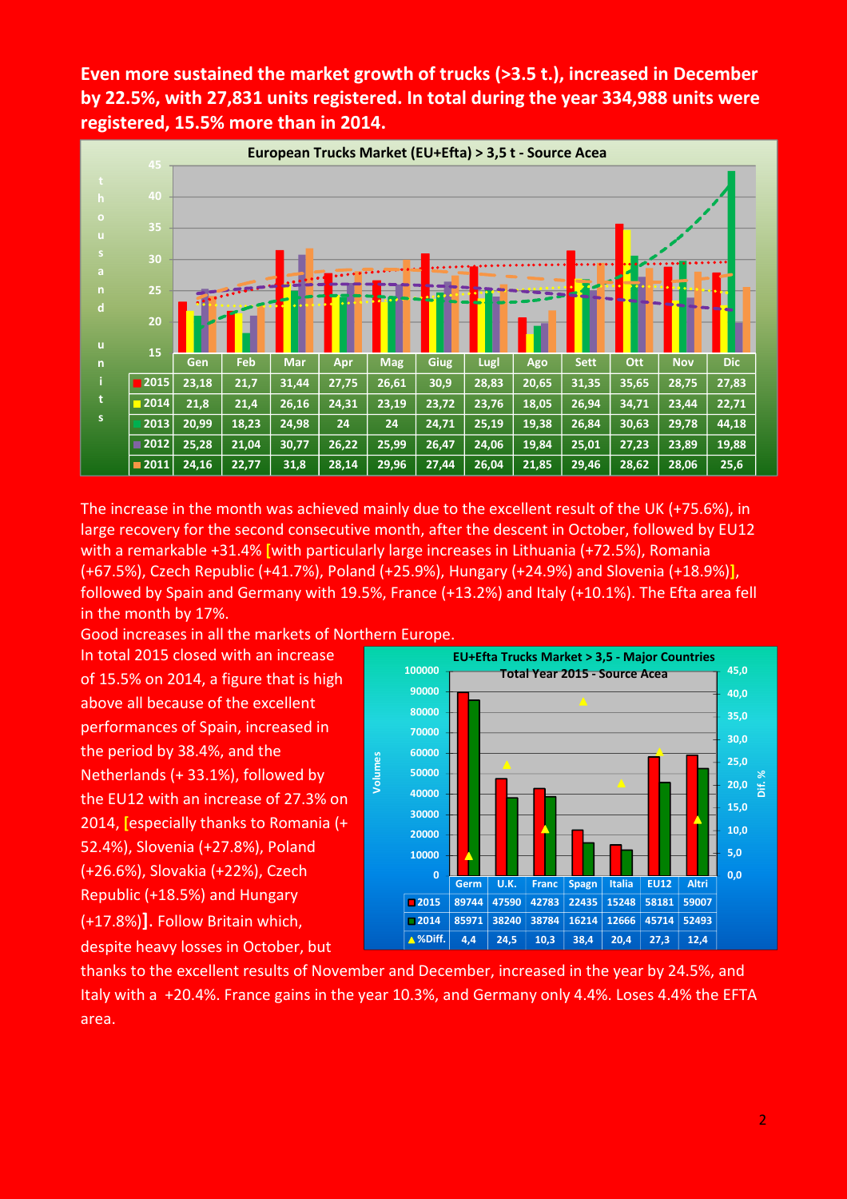**Even more sustained the market growth of trucks (>3.5 t.), increased in December by 22.5%, with 27,831 units registered. In total during the year 334,988 units were registered, 15.5% more than in 2014.**

European Trucks Market (EU+Efta) > 3,5 t - Source Acea

thousand units

| | Gen | Feb | Mar | Apr | Mag | Giug | Lugl | Ago | Sett | Ott | Nov | Dic |
|---|---|---|---|---|---|---|---|---|---|---|---|---|
| 2015 | 23,18 | 21,7 | 31,44 | 27,75 | 26,61 | 30,9 | 28,83 | 20,65 | 31,35 | 35,65 | 28,75 | 27,83 |
| 2014 | 21,8 | 21,4 | 26,16 | 24,31 | 23,19 | 23,72 | 23,76 | 18,05 | 26,94 | 34,71 | 23,44 | 22,71 |
| 2013 | 20,99 | 18,23 | 24,98 | 24 | 24 | 24,71 | 25,19 | 19,38 | 26,84 | 30,63 | 29,78 | 44,18 |
| 2012 | 25,28 | 21,04 | 30,77 | 26,22 | 25,99 | 26,47 | 24,06 | 19,84 | 25,01 | 27,23 | 23,89 | 19,88 |
| 2011 | 24,16 | 22,77 | 31,8 | 28,14 | 29,96 | 27,44 | 26,04 | 21,85 | 29,46 | 28,62 | 28,06 | 25,6 |

The increase in the month was achieved mainly due to the excellent result of the UK (+75.6%), in large recovery for the second consecutive month, after the descent in October, followed by EU12 with a remarkable +31.4% [with particularly large increases in Lithuania (+72.5%), Romania (+67.5%), Czech Republic (+41.7%), Poland (+25.9%), Hungary (+24.9%) and Slovenia (+18.9%)], followed by Spain and Germany with 19.5%, France (+13.2%) and Italy (+10.1%). The Efta area fell in the month by 17%.

Good increases in all the markets of Northern Europe.

In total 2015 closed with an increase of 15.5% on 2014, a figure that is high above all because of the excellent performances of Spain, increased in the period by 38.4%, and the Netherlands (+ 33.1%), followed by the EU12 with an increase of 27.3% on 2014, [especially thanks to Romania (+ 52.4%), Slovenia (+27.8%), Poland (+26.6%), Slovakia (+22%), Czech Republic (+18.5%) and Hungary (+17.8%)]. Follow Britain which, despite heavy losses in October, but thanks to the excellent results of November and December, increased in the year by 24.5%, and Italy with a +20.4%. France gains in the year 10.3%, and Germany only 4.4%. Loses 4.4% the EFTA area.

EU+Efta Trucks Market > 3,5 - Major Countries Total Year 2015 - Source Acea

| | Germ | U.K. | Franc | Spagn | Italia | EU12 | Altri |
|---|---|---|---|---|---|---|---|
| 2015 | 89744 | 47590 | 42783 | 22435 | 15248 | 58181 | 59007 |
| 2014 | 85971 | 38240 | 38784 | 16214 | 12666 | 45714 | 52493 |
| %Diff. | 4,4 | 24,5 | 10,3 | 38,4 | 20,4 | 27,3 | 12,4 |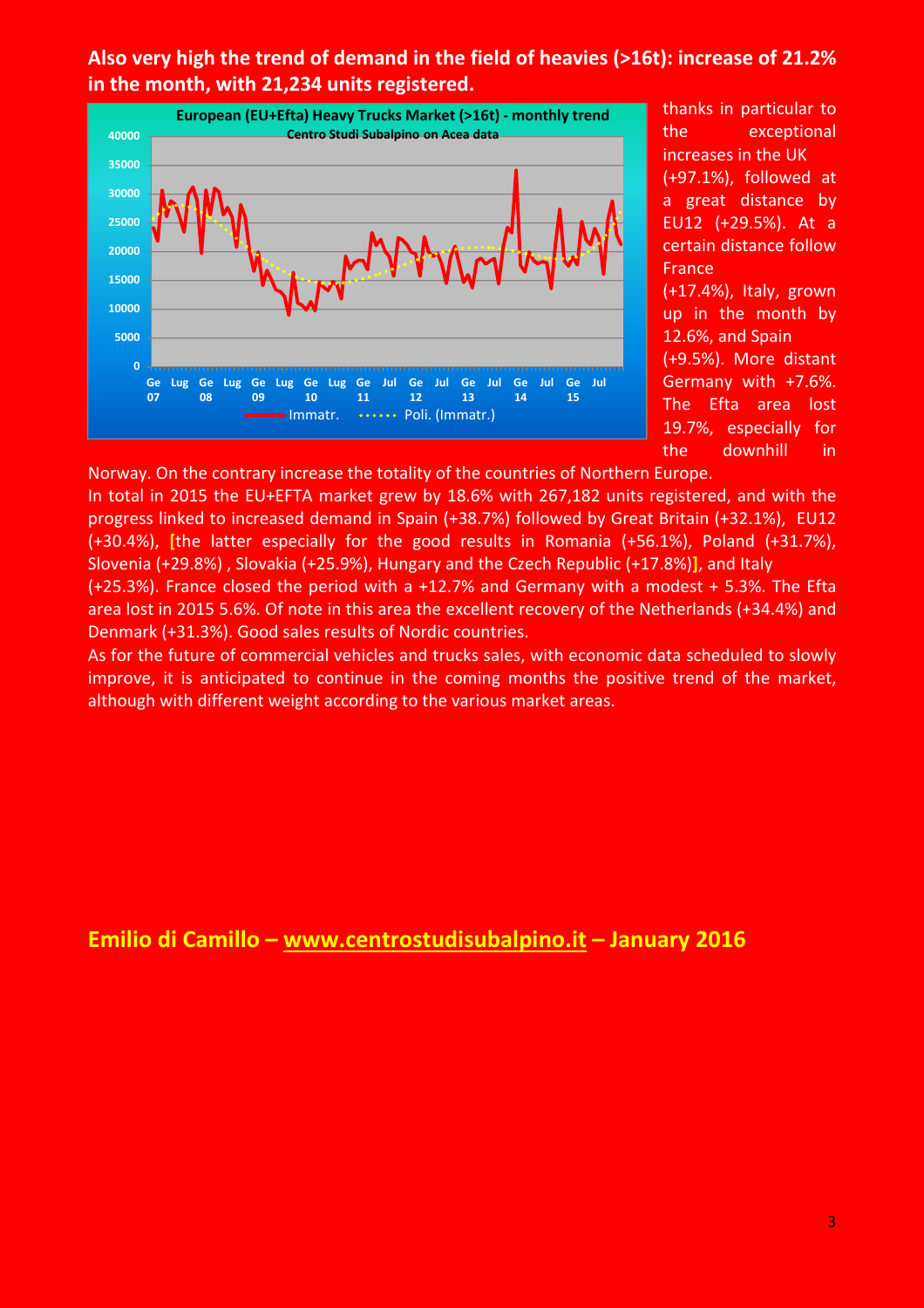**Also very high the trend of demand in the field of heavies (>16t): increase of 21.2% in the month, with 21,234 units registered.**

European (EU+Efta) Heavy Trucks Market (>16t) - monthly trend

Centro Studi Subalpino on Acea data

40000
35000
30000
25000
20000
15000
10000
5000
0

Ge 07 Lug Ge 08 Lug Ge 09 Lug Ge 10 Lug Ge 11 Jul Ge 12 Jul Ge 13 Jul Ge 14 Jul Ge 15 Jul

Immatr. Poli. (Immatr.)

thanks in particular to the exceptional increases in the UK (+97.1%), followed at a great distance by EU12 (+29.5%). At a certain distance follow France (+17.4%), Italy, grown up in the month by 12.6%, and Spain (+9.5%). More distant Germany with +7.6%. The Efta area lost 19.7%, especially for the downhill in Norway. On the contrary increase the totality of the countries of Northern Europe.

In total in 2015 the EU+EFTA market grew by 18.6% with 267,182 units registered, and with the progress linked to increased demand in Spain (+38.7%) followed by Great Britain (+32.1%), EU12 (+30.4%), [the latter especially for the good results in Romania (+56.1%), Poland (+31.7%), Slovenia (+29.8%) , Slovakia (+25.9%), Hungary and the Czech Republic (+17.8%)], and Italy (+25.3%). France closed the period with a +12.7% and Germany with a modest + 5.3%. The Efta area lost in 2015 5.6%. Of note in this area the excellent recovery of the Netherlands (+34.4%) and Denmark (+31.3%). Good sales results of Nordic countries.

As for the future of commercial vehicles and trucks sales, with economic data scheduled to slowly improve, it is anticipated to continue in the coming months the positive trend of the market, although with different weight according to the various market areas.

**Emilio di Camillo – www.centrostudisubalpino.it – January 2016**